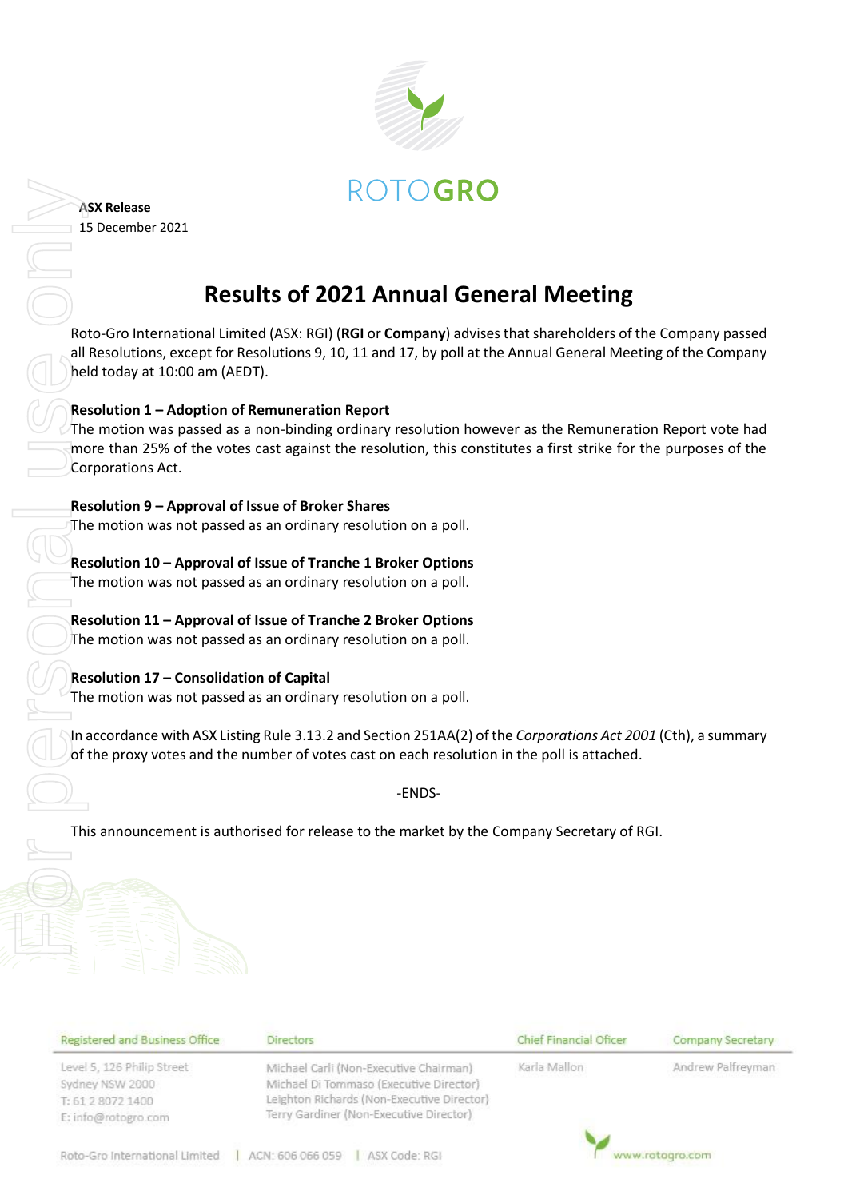ROTOGRO

**ASX Release**
15 December 2021

# Results of 2021 Annual General Meeting

Roto-Gro International Limited (ASX: RGI) (**RGI** or **Company**) advises that shareholders of the Company passed all Resolutions, except for Resolutions 9, 10, 11 and 17, by poll at the Annual General Meeting of the Company held today at 10:00 am (AEDT).

**Resolution 1 – Adoption of Remuneration Report**
The motion was passed as a non-binding ordinary resolution however as the Remuneration Report vote had more than 25% of the votes cast against the resolution, this constitutes a first strike for the purposes of the Corporations Act.

**Resolution 9 – Approval of Issue of Broker Shares**
The motion was not passed as an ordinary resolution on a poll.

**Resolution 10 – Approval of Issue of Tranche 1 Broker Options**
The motion was not passed as an ordinary resolution on a poll.

**Resolution 11 – Approval of Issue of Tranche 2 Broker Options**
The motion was not passed as an ordinary resolution on a poll.

**Resolution 17 – Consolidation of Capital**
The motion was not passed as an ordinary resolution on a poll.

In accordance with ASX Listing Rule 3.13.2 and Section 251AA(2) of the *Corporations Act 2001* (Cth), a summary of the proxy votes and the number of votes cast on each resolution in the poll is attached.

-ENDS-

This announcement is authorised for release to the market by the Company Secretary of RGI.

| Registered and Business Office | Directors | Chief Financial Oficer | Company Secretary |
| --- | --- | --- | --- |
| Level 5, 126 Philip Street<br>Sydney NSW 2000<br>T: 61 2 8072 1400<br>E: info@rotogro.com | Michael Carli (Non-Executive Chairman)<br>Michael Di Tommaso (Executive Director)<br>Leighton Richards (Non-Executive Director)<br>Terry Gardiner (Non-Executive Director) | Karla Mallon | Andrew Palfreyman |

Roto-Gro International Limited | ACN: 606 066 059 | ASX Code: RGI

www.rotogro.com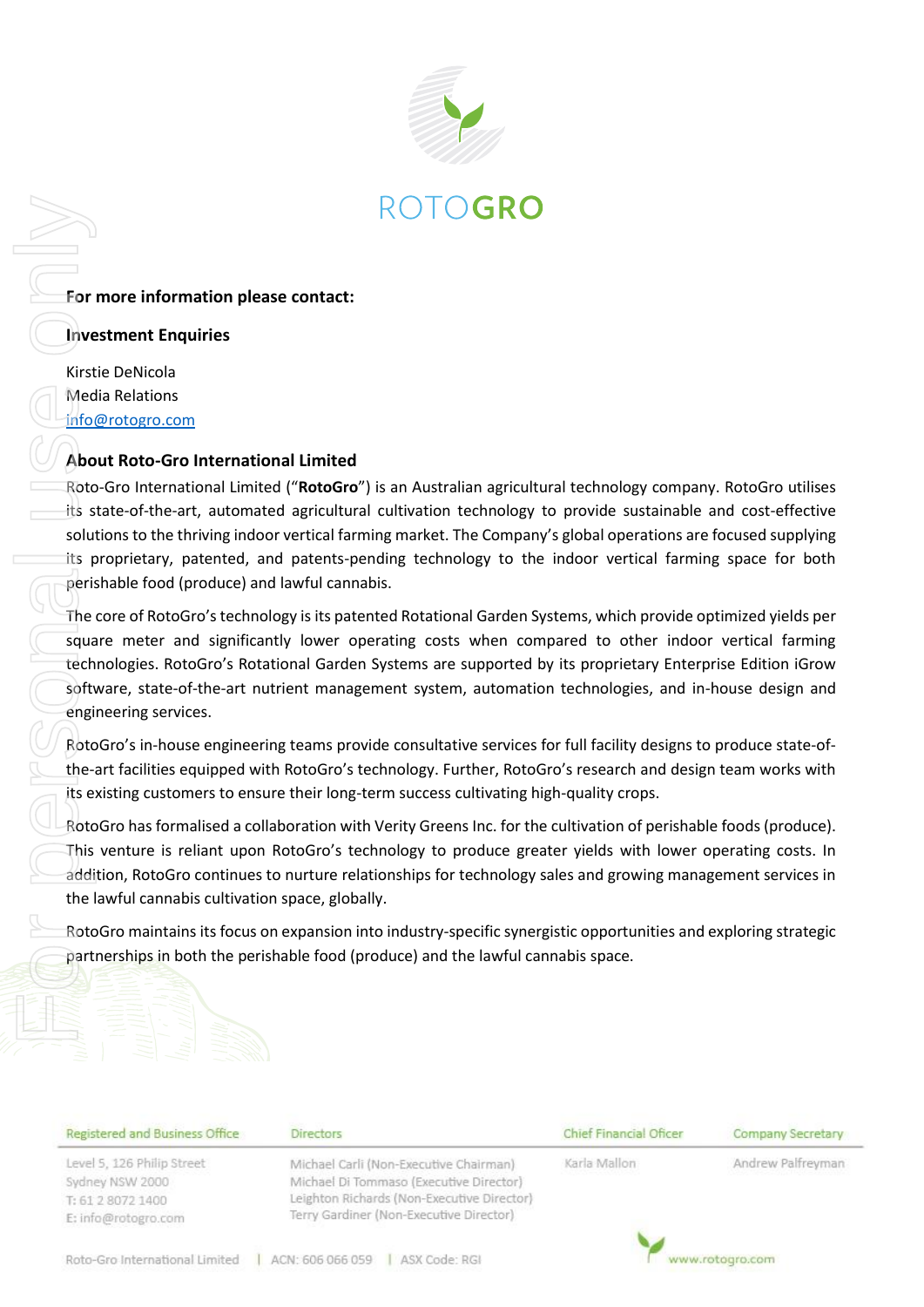**For more information please contact:**

**Investment Enquiries**

Kirstie DeNicola
Media Relations
info@rotogro.com

## About Roto-Gro International Limited

Roto-Gro International Limited ("**RotoGro**") is an Australian agricultural technology company. RotoGro utilises its state-of-the-art, automated agricultural cultivation technology to provide sustainable and cost-effective solutions to the thriving indoor vertical farming market. The Company's global operations are focused supplying its proprietary, patented, and patents-pending technology to the indoor vertical farming space for both perishable food (produce) and lawful cannabis.

The core of RotoGro's technology is its patented Rotational Garden Systems, which provide optimized yields per square meter and significantly lower operating costs when compared to other indoor vertical farming technologies. RotoGro's Rotational Garden Systems are supported by its proprietary Enterprise Edition iGrow software, state-of-the-art nutrient management system, automation technologies, and in-house design and engineering services.

RotoGro's in-house engineering teams provide consultative services for full facility designs to produce state-of-the-art facilities equipped with RotoGro's technology. Further, RotoGro's research and design team works with its existing customers to ensure their long-term success cultivating high-quality crops.

RotoGro has formalised a collaboration with Verity Greens Inc. for the cultivation of perishable foods (produce). This venture is reliant upon RotoGro's technology to produce greater yields with lower operating costs. In addition, RotoGro continues to nurture relationships for technology sales and growing management services in the lawful cannabis cultivation space, globally.

RotoGro maintains its focus on expansion into industry-specific synergistic opportunities and exploring strategic partnerships in both the perishable food (produce) and the lawful cannabis space.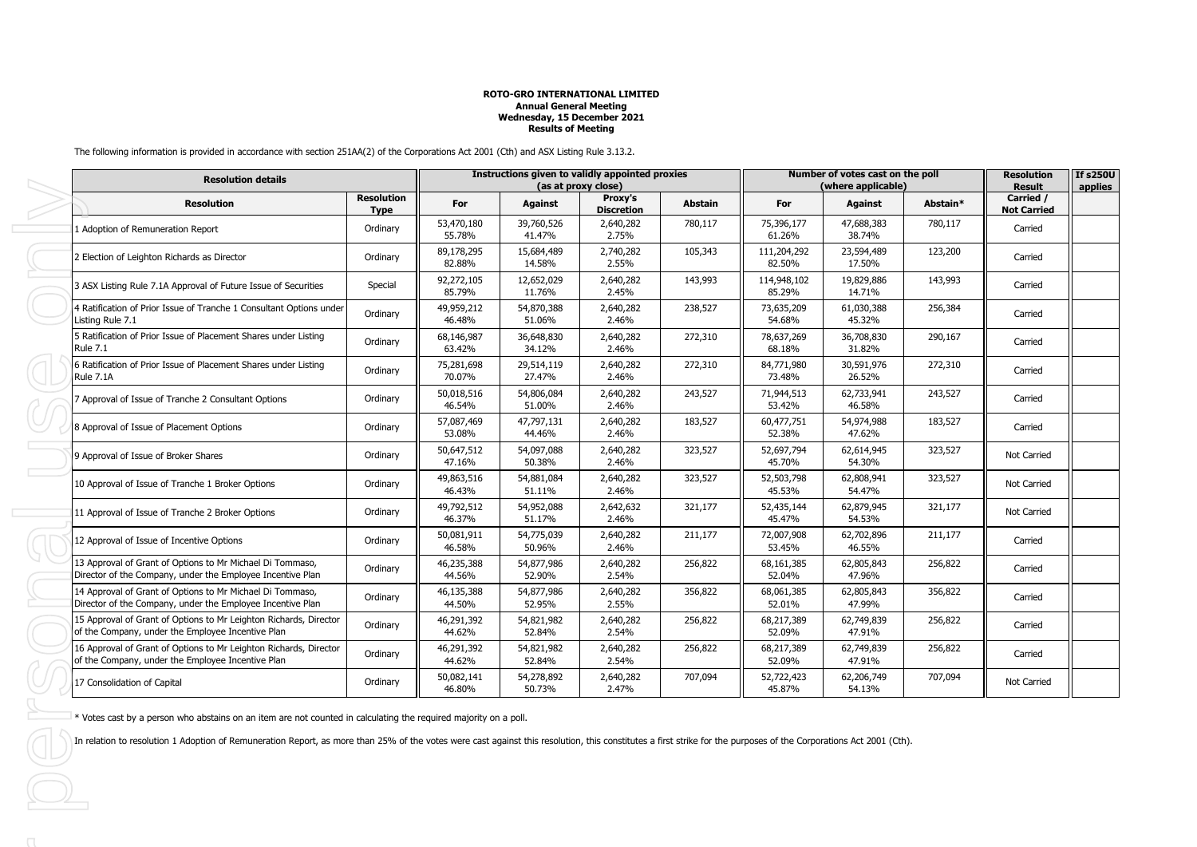**ROTO-GRO INTERNATIONAL LIMITED**
**Annual General Meeting**
**Wednesday, 15 December 2021**
**Results of Meeting**

The following information is provided in accordance with section 251AA(2) of the Corporations Act 2001 (Cth) and ASX Listing Rule 3.13.2.

| Resolution details | | Instructions given to validly appointed proxies (as at proxy close) | | | | Number of votes cast on the poll (where applicable) | | | Resolution Result | If s250U applies |
|---|---|---|---|---|---|---|---|---|---|---|
| **Resolution** | **Resolution Type** | **For** | **Against** | **Proxy's Discretion** | **Abstain** | **For** | **Against** | **Abstain*** | **Carried / Not Carried** | |
| 1 Adoption of Remuneration Report | Ordinary | 53,470,180 55.78% | 39,760,526 41.47% | 2,640,282 2.75% | 780,117 | 75,396,177 61.26% | 47,688,383 38.74% | 780,117 | Carried | |
| 2 Election of Leighton Richards as Director | Ordinary | 89,178,295 82.88% | 15,684,489 14.58% | 2,740,282 2.55% | 105,343 | 111,204,292 82.50% | 23,594,489 17.50% | 123,200 | Carried | |
| 3 ASX Listing Rule 7.1A Approval of Future Issue of Securities | Special | 92,272,105 85.79% | 12,652,029 11.76% | 2,640,282 2.45% | 143,993 | 114,948,102 85.29% | 19,829,886 14.71% | 143,993 | Carried | |
| 4 Ratification of Prior Issue of Tranche 1 Consultant Options under Listing Rule 7.1 | Ordinary | 49,959,212 46.48% | 54,870,388 51.06% | 2,640,282 2.46% | 238,527 | 73,635,209 54.68% | 61,030,388 45.32% | 256,384 | Carried | |
| 5 Ratification of Prior Issue of Placement Shares under Listing Rule 7.1 | Ordinary | 68,146,987 63.42% | 36,648,830 34.12% | 2,640,282 2.46% | 272,310 | 78,637,269 68.18% | 36,708,830 31.82% | 290,167 | Carried | |
| 6 Ratification of Prior Issue of Placement Shares under Listing Rule 7.1A | Ordinary | 75,281,698 70.07% | 29,514,119 27.47% | 2,640,282 2.46% | 272,310 | 84,771,980 73.48% | 30,591,976 26.52% | 272,310 | Carried | |
| 7 Approval of Issue of Tranche 2 Consultant Options | Ordinary | 50,018,516 46.54% | 54,806,084 51.00% | 2,640,282 2.46% | 243,527 | 71,944,513 53.42% | 62,733,941 46.58% | 243,527 | Carried | |
| 8 Approval of Issue of Placement Options | Ordinary | 57,087,469 53.08% | 47,797,131 44.46% | 2,640,282 2.46% | 183,527 | 60,477,751 52.38% | 54,974,988 47.62% | 183,527 | Carried | |
| 9 Approval of Issue of Broker Shares | Ordinary | 50,647,512 47.16% | 54,097,088 50.38% | 2,640,282 2.46% | 323,527 | 52,697,794 45.70% | 62,614,945 54.30% | 323,527 | Not Carried | |
| 10 Approval of Issue of Tranche 1 Broker Options | Ordinary | 49,863,516 46.43% | 54,881,084 51.11% | 2,640,282 2.46% | 323,527 | 52,503,798 45.53% | 62,808,941 54.47% | 323,527 | Not Carried | |
| 11 Approval of Issue of Tranche 2 Broker Options | Ordinary | 49,792,512 46.37% | 54,952,088 51.17% | 2,642,632 2.46% | 321,177 | 52,435,144 45.47% | 62,879,945 54.53% | 321,177 | Not Carried | |
| 12 Approval of Issue of Incentive Options | Ordinary | 50,081,911 46.58% | 54,775,039 50.96% | 2,640,282 2.46% | 211,177 | 72,007,908 53.45% | 62,702,896 46.55% | 211,177 | Carried | |
| 13 Approval of Grant of Options to Mr Michael Di Tommaso, Director of the Company, under the Employee Incentive Plan | Ordinary | 46,235,388 44.56% | 54,877,986 52.90% | 2,640,282 2.54% | 256,822 | 68,161,385 52.04% | 62,805,843 47.96% | 256,822 | Carried | |
| 14 Approval of Grant of Options to Mr Michael Di Tommaso, Director of the Company, under the Employee Incentive Plan | Ordinary | 46,135,388 44.50% | 54,877,986 52.95% | 2,640,282 2.55% | 356,822 | 68,061,385 52.01% | 62,805,843 47.99% | 356,822 | Carried | |
| 15 Approval of Grant of Options to Mr Leighton Richards, Director of the Company, under the Employee Incentive Plan | Ordinary | 46,291,392 44.62% | 54,821,982 52.84% | 2,640,282 2.54% | 256,822 | 68,217,389 52.09% | 62,749,839 47.91% | 256,822 | Carried | |
| 16 Approval of Grant of Options to Mr Leighton Richards, Director of the Company, under the Employee Incentive Plan | Ordinary | 46,291,392 44.62% | 54,821,982 52.84% | 2,640,282 2.54% | 256,822 | 68,217,389 52.09% | 62,749,839 47.91% | 256,822 | Carried | |
| 17 Consolidation of Capital | Ordinary | 50,082,141 46.80% | 54,278,892 50.73% | 2,640,282 2.47% | 707,094 | 52,722,423 45.87% | 62,206,749 54.13% | 707,094 | Not Carried | |

* Votes cast by a person who abstains on an item are not counted in calculating the required majority on a poll.

In relation to resolution 1 Adoption of Remuneration Report, as more than 25% of the votes were cast against this resolution, this constitutes a first strike for the purposes of the Corporations Act 2001 (Cth).